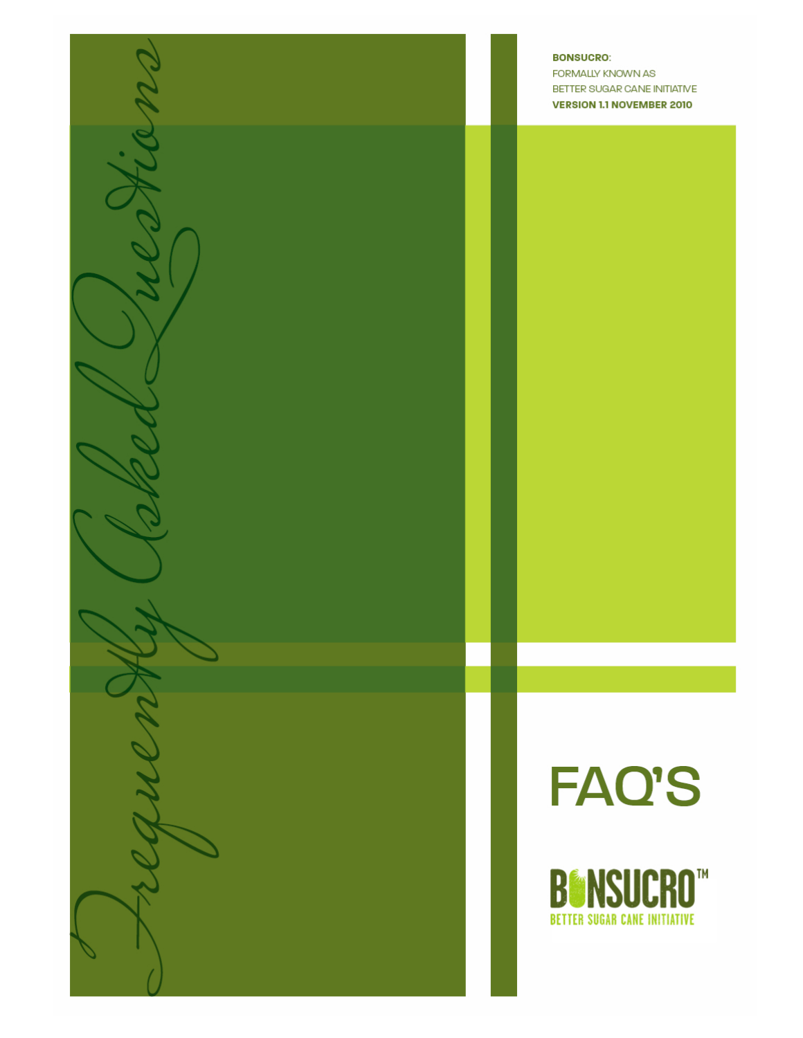**BONSUCRO:**
FORMALLY KNOWN AS
BETTER SUGAR CANE INITIATIVE
**VERSION 1.1 NOVEMBER 2010**

*Frequently Asked Questions*

# FAQ'S

BONSUCRO™
BETTER SUGAR CANE INITIATIVE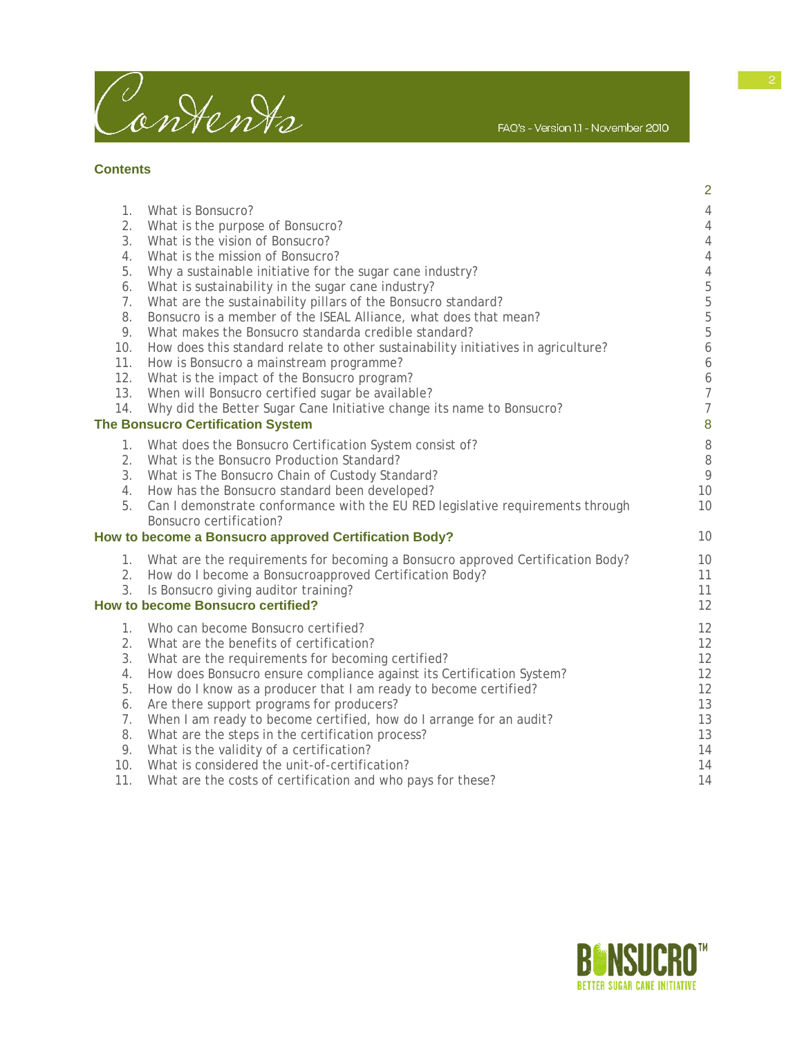# Contents

FAQ's - Version 1.1 - November 2010

## Contents

| | | |
|---|---|---|
| | | 2 |
| 1. | What is Bonsucro? | 4 |
| 2. | What is the purpose of Bonsucro? | 4 |
| 3. | What is the vision of Bonsucro? | 4 |
| 4. | What is the mission of Bonsucro? | 4 |
| 5. | Why a sustainable initiative for the sugar cane industry? | 4 |
| 6. | What is sustainability in the sugar cane industry? | 5 |
| 7. | What are the sustainability pillars of the Bonsucro standard? | 5 |
| 8. | Bonsucro is a member of the ISEAL Alliance, what does that mean? | 5 |
| 9. | What makes the Bonsucro standarda credible standard? | 5 |
| 10. | How does this standard relate to other sustainability initiatives in agriculture? | 6 |
| 11. | How is Bonsucro a mainstream programme? | 6 |
| 12. | What is the impact of the Bonsucro program? | 6 |
| 13. | When will Bonsucro certified sugar be available? | 7 |
| 14. | Why did the Better Sugar Cane Initiative change its name to Bonsucro? | 7 |
| **The Bonsucro Certification System** | | 8 |
| 1. | What does the Bonsucro Certification System consist of? | 8 |
| 2. | What is the Bonsucro Production Standard? | 8 |
| 3. | What is The Bonsucro Chain of Custody Standard? | 9 |
| 4. | How has the Bonsucro standard been developed? | 10 |
| 5. | Can I demonstrate conformance with the EU RED legislative requirements through Bonsucro certification? | 10 |
| **How to become a Bonsucro approved Certification Body?** | | 10 |
| 1. | What are the requirements for becoming a Bonsucro approved Certification Body? | 10 |
| 2. | How do I become a Bonsucroapproved Certification Body? | 11 |
| 3. | Is Bonsucro giving auditor training? | 11 |
| **How to become Bonsucro certified?** | | 12 |
| 1. | Who can become Bonsucro certified? | 12 |
| 2. | What are the benefits of certification? | 12 |
| 3. | What are the requirements for becoming certified? | 12 |
| 4. | How does Bonsucro ensure compliance against its Certification System? | 12 |
| 5. | How do I know as a producer that I am ready to become certified? | 12 |
| 6. | Are there support programs for producers? | 13 |
| 7. | When I am ready to become certified, how do I arrange for an audit? | 13 |
| 8. | What are the steps in the certification process? | 13 |
| 9. | What is the validity of a certification? | 14 |
| 10. | What is considered the unit-of-certification? | 14 |
| 11. | What are the costs of certification and who pays for these? | 14 |

BONSUCRO™ BETTER SUGAR CANE INITIATIVE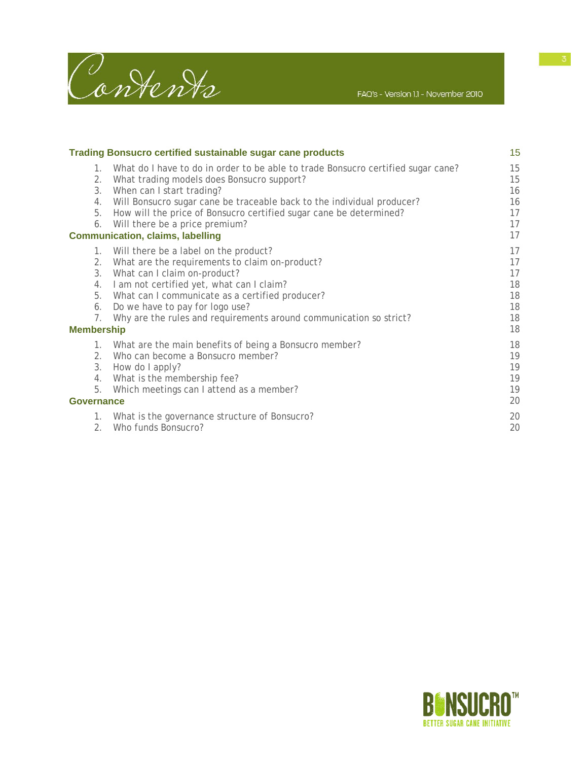# Contents

FAQ's - Version 1.1 - November 2010

**Trading Bonsucro certified sustainable sugar cane products** 15

1. What do I have to do in order to be able to trade Bonsucro certified sugar cane? 15
2. What trading models does Bonsucro support? 15
3. When can I start trading? 16
4. Will Bonsucro sugar cane be traceable back to the individual producer? 16
5. How will the price of Bonsucro certified sugar cane be determined? 17
6. Will there be a price premium? 17

**Communication, claims, labelling** 17

1. Will there be a label on the product? 17
2. What are the requirements to claim on-product? 17
3. What can I claim on-product? 17
4. I am not certified yet, what can I claim? 18
5. What can I communicate as a certified producer? 18
6. Do we have to pay for logo use? 18
7. Why are the rules and requirements around communication so strict? 18

**Membership** 18

1. What are the main benefits of being a Bonsucro member? 18
2. Who can become a Bonsucro member? 19
3. How do I apply? 19
4. What is the membership fee? 19
5. Which meetings can I attend as a member? 19

**Governance** 20

1. What is the governance structure of Bonsucro? 20
2. Who funds Bonsucro? 20

BONSUCRO™
BETTER SUGAR CANE INITIATIVE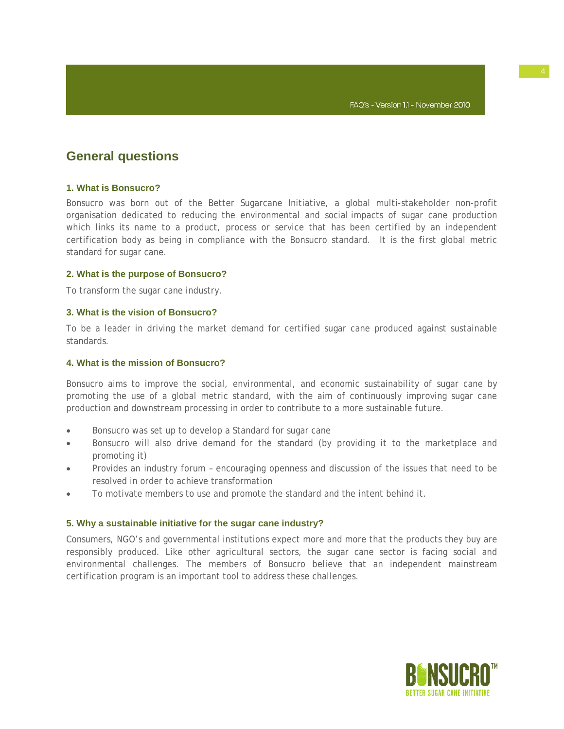## General questions

### 1. What is Bonsucro?

Bonsucro was born out of the Better Sugarcane Initiative, a global multi-stakeholder non-profit organisation dedicated to reducing the environmental and social impacts of sugar cane production which links its name to a product, process or service that has been certified by an independent certification body as being in compliance with the Bonsucro standard. It is the first global metric standard for sugar cane.

### 2. What is the purpose of Bonsucro?

To transform the sugar cane industry.

### 3. What is the vision of Bonsucro?

To be a leader in driving the market demand for certified sugar cane produced against sustainable standards.

### 4. What is the mission of Bonsucro?

Bonsucro aims to improve the social, environmental, and economic sustainability of sugar cane by promoting the use of a global metric standard, with the aim of continuously improving sugar cane production and downstream processing in order to contribute to a more sustainable future.

- Bonsucro was set up to develop a Standard for sugar cane
- Bonsucro will also drive demand for the standard (by providing it to the marketplace and promoting it)
- Provides an industry forum – encouraging openness and discussion of the issues that need to be resolved in order to achieve transformation
- To motivate members to use and promote the standard and the intent behind it.

### 5. Why a sustainable initiative for the sugar cane industry?

Consumers, NGO's and governmental institutions expect more and more that the products they buy are responsibly produced. Like other agricultural sectors, the sugar cane sector is facing social and environmental challenges. The members of Bonsucro believe that an independent mainstream certification program is an important tool to address these challenges.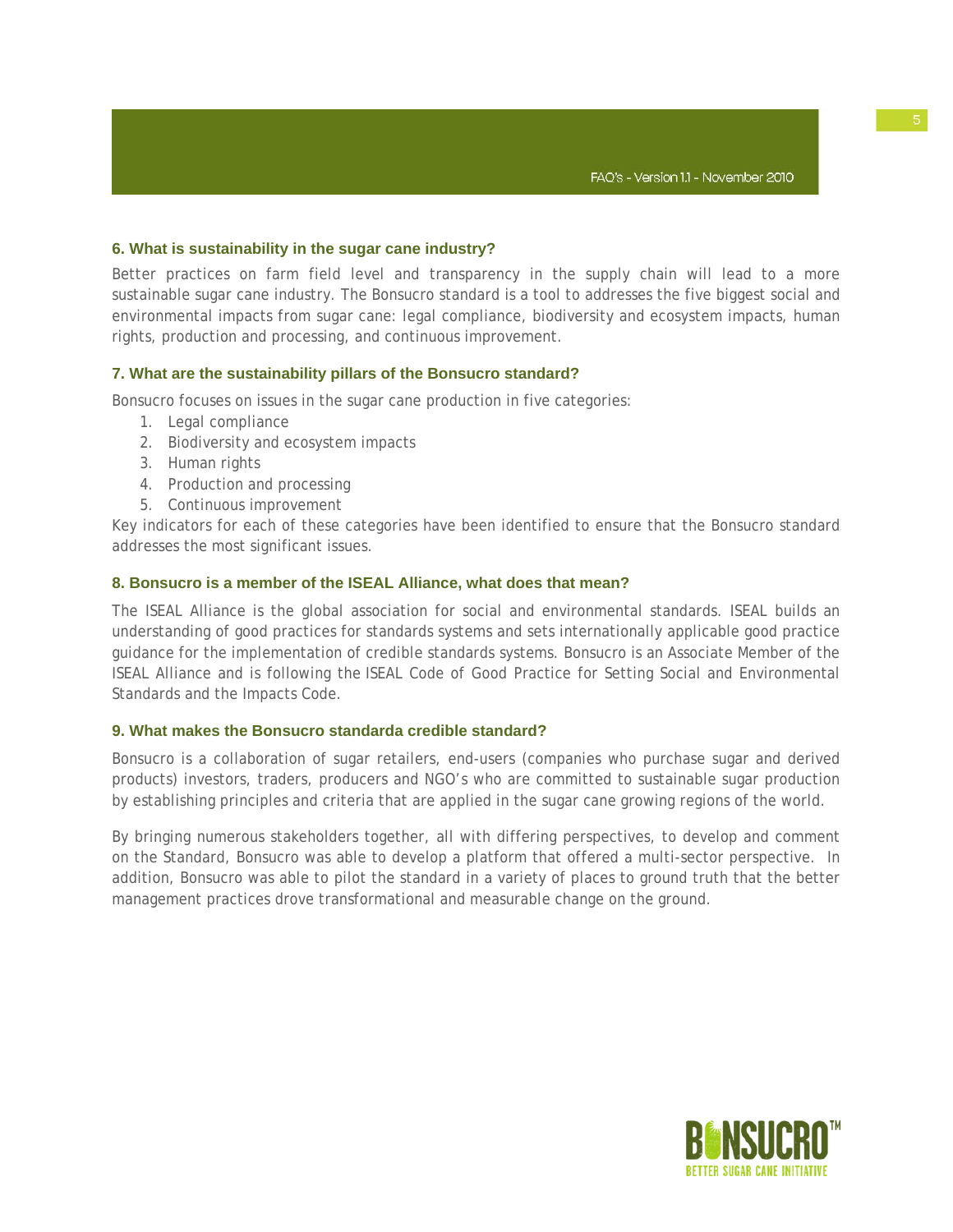### 6. What is sustainability in the sugar cane industry?

Better practices on farm field level and transparency in the supply chain will lead to a more sustainable sugar cane industry. The Bonsucro standard is a tool to addresses the five biggest social and environmental impacts from sugar cane: legal compliance, biodiversity and ecosystem impacts, human rights, production and processing, and continuous improvement.

### 7. What are the sustainability pillars of the Bonsucro standard?

Bonsucro focuses on issues in the sugar cane production in five categories:

1. Legal compliance
2. Biodiversity and ecosystem impacts
3. Human rights
4. Production and processing
5. Continuous improvement

Key indicators for each of these categories have been identified to ensure that the Bonsucro standard addresses the most significant issues.

### 8. Bonsucro is a member of the ISEAL Alliance, what does that mean?

The ISEAL Alliance is the global association for social and environmental standards. ISEAL builds an understanding of good practices for standards systems and sets internationally applicable good practice guidance for the implementation of credible standards systems. Bonsucro is an Associate Member of the ISEAL Alliance and is following the ISEAL Code of Good Practice for Setting Social and Environmental Standards and the Impacts Code.

### 9. What makes the Bonsucro standarda credible standard?

Bonsucro is a collaboration of sugar retailers, end-users (companies who purchase sugar and derived products) investors, traders, producers and NGO's who are committed to sustainable sugar production by establishing principles and criteria that are applied in the sugar cane growing regions of the world.

By bringing numerous stakeholders together, all with differing perspectives, to develop and comment on the Standard, Bonsucro was able to develop a platform that offered a multi-sector perspective. In addition, Bonsucro was able to pilot the standard in a variety of places to ground truth that the better management practices drove transformational and measurable change on the ground.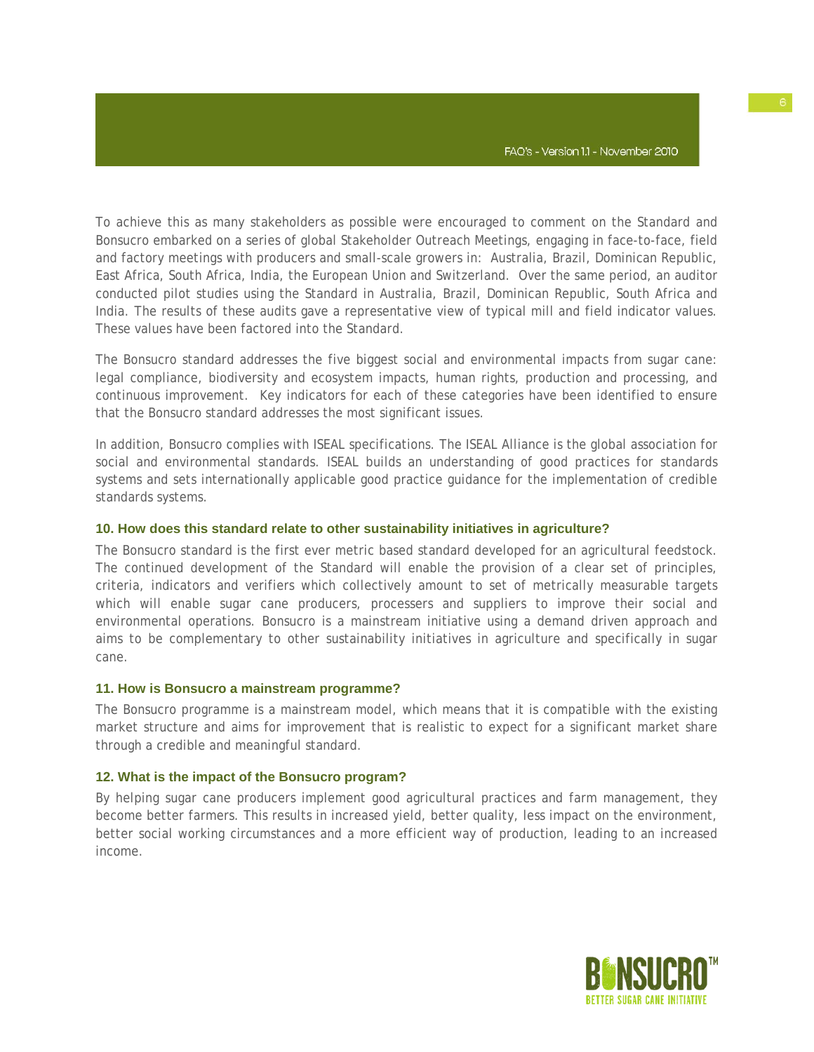To achieve this as many stakeholders as possible were encouraged to comment on the Standard and Bonsucro embarked on a series of global Stakeholder Outreach Meetings, engaging in face-to-face, field and factory meetings with producers and small-scale growers in: Australia, Brazil, Dominican Republic, East Africa, South Africa, India, the European Union and Switzerland. Over the same period, an auditor conducted pilot studies using the Standard in Australia, Brazil, Dominican Republic, South Africa and India. The results of these audits gave a representative view of typical mill and field indicator values. These values have been factored into the Standard.

The Bonsucro standard addresses the five biggest social and environmental impacts from sugar cane: legal compliance, biodiversity and ecosystem impacts, human rights, production and processing, and continuous improvement. Key indicators for each of these categories have been identified to ensure that the Bonsucro standard addresses the most significant issues.

In addition, Bonsucro complies with ISEAL specifications. The ISEAL Alliance is the global association for social and environmental standards. ISEAL builds an understanding of good practices for standards systems and sets internationally applicable good practice guidance for the implementation of credible standards systems.

### 10. How does this standard relate to other sustainability initiatives in agriculture?

The Bonsucro standard is the first ever metric based standard developed for an agricultural feedstock. The continued development of the Standard will enable the provision of a clear set of principles, criteria, indicators and verifiers which collectively amount to set of metrically measurable targets which will enable sugar cane producers, processers and suppliers to improve their social and environmental operations. Bonsucro is a mainstream initiative using a demand driven approach and aims to be complementary to other sustainability initiatives in agriculture and specifically in sugar cane.

### 11. How is Bonsucro a mainstream programme?

The Bonsucro programme is a mainstream model, which means that it is compatible with the existing market structure and aims for improvement that is realistic to expect for a significant market share through a credible and meaningful standard.

### 12. What is the impact of the Bonsucro program?

By helping sugar cane producers implement good agricultural practices and farm management, they become better farmers. This results in increased yield, better quality, less impact on the environment, better social working circumstances and a more efficient way of production, leading to an increased income.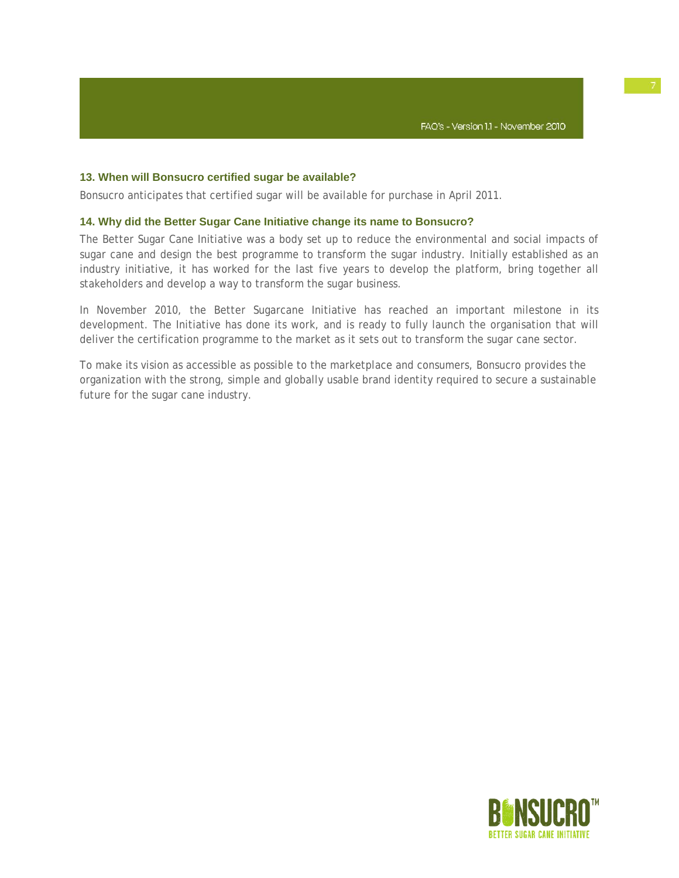### 13. When will Bonsucro certified sugar be available?

Bonsucro anticipates that certified sugar will be available for purchase in April 2011.

### 14. Why did the Better Sugar Cane Initiative change its name to Bonsucro?

The Better Sugar Cane Initiative was a body set up to reduce the environmental and social impacts of sugar cane and design the best programme to transform the sugar industry. Initially established as an industry initiative, it has worked for the last five years to develop the platform, bring together all stakeholders and develop a way to transform the sugar business.

In November 2010, the Better Sugarcane Initiative has reached an important milestone in its development. The Initiative has done its work, and is ready to fully launch the organisation that will deliver the certification programme to the market as it sets out to transform the sugar cane sector.

To make its vision as accessible as possible to the marketplace and consumers, Bonsucro provides the organization with the strong, simple and globally usable brand identity required to secure a sustainable future for the sugar cane industry.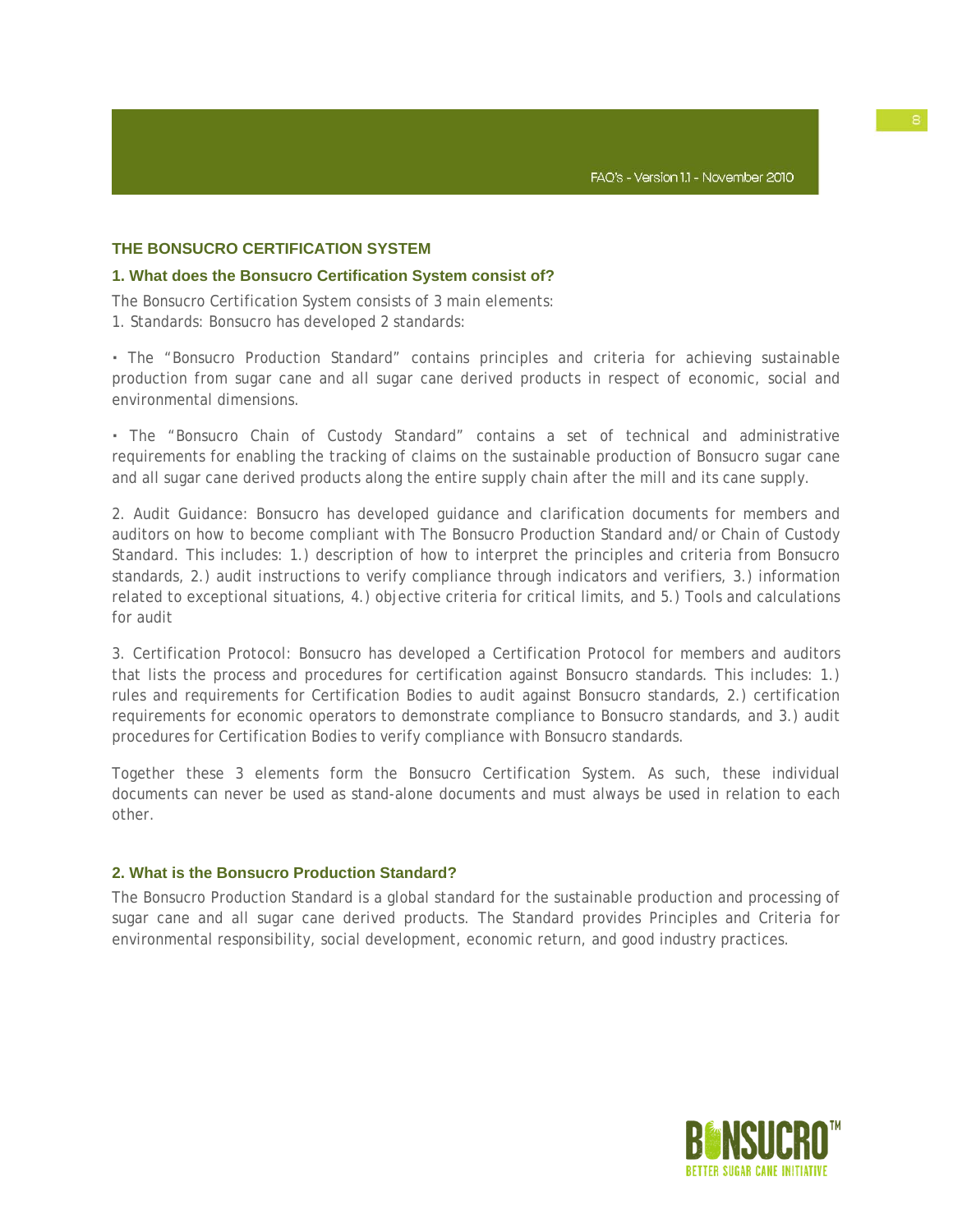## THE BONSUCRO CERTIFICATION SYSTEM

### 1. What does the Bonsucro Certification System consist of?

The Bonsucro Certification System consists of 3 main elements:
1. Standards: Bonsucro has developed 2 standards:

- The "Bonsucro Production Standard" contains principles and criteria for achieving sustainable production from sugar cane and all sugar cane derived products in respect of economic, social and environmental dimensions.

- The "Bonsucro Chain of Custody Standard" contains a set of technical and administrative requirements for enabling the tracking of claims on the sustainable production of Bonsucro sugar cane and all sugar cane derived products along the entire supply chain after the mill and its cane supply.

2. Audit Guidance: Bonsucro has developed guidance and clarification documents for members and auditors on how to become compliant with The Bonsucro Production Standard and/or Chain of Custody Standard. This includes: 1.) description of how to interpret the principles and criteria from Bonsucro standards, 2.) audit instructions to verify compliance through indicators and verifiers, 3.) information related to exceptional situations, 4.) objective criteria for critical limits, and 5.) Tools and calculations for audit

3. Certification Protocol: Bonsucro has developed a Certification Protocol for members and auditors that lists the process and procedures for certification against Bonsucro standards. This includes: 1.) rules and requirements for Certification Bodies to audit against Bonsucro standards, 2.) certification requirements for economic operators to demonstrate compliance to Bonsucro standards, and 3.) audit procedures for Certification Bodies to verify compliance with Bonsucro standards.

Together these 3 elements form the Bonsucro Certification System. As such, these individual documents can never be used as stand-alone documents and must always be used in relation to each other.

### 2. What is the Bonsucro Production Standard?

The Bonsucro Production Standard is a global standard for the sustainable production and processing of sugar cane and all sugar cane derived products. The Standard provides Principles and Criteria for environmental responsibility, social development, economic return, and good industry practices.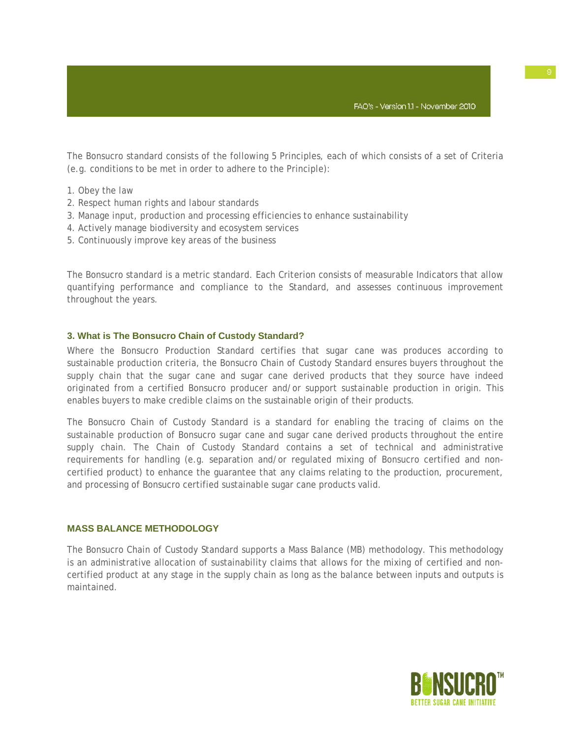The Bonsucro standard consists of the following 5 Principles, each of which consists of a set of Criteria (e.g. conditions to be met in order to adhere to the Principle):

1. Obey the law
2. Respect human rights and labour standards
3. Manage input, production and processing efficiencies to enhance sustainability
4. Actively manage biodiversity and ecosystem services
5. Continuously improve key areas of the business

The Bonsucro standard is a metric standard. Each Criterion consists of measurable Indicators that allow quantifying performance and compliance to the Standard, and assesses continuous improvement throughout the years.

### 3. What is The Bonsucro Chain of Custody Standard?

Where the Bonsucro Production Standard certifies that sugar cane was produces according to sustainable production criteria, the Bonsucro Chain of Custody Standard ensures buyers throughout the supply chain that the sugar cane and sugar cane derived products that they source have indeed originated from a certified Bonsucro producer and/or support sustainable production in origin. This enables buyers to make credible claims on the sustainable origin of their products.

The Bonsucro Chain of Custody Standard is a standard for enabling the tracing of claims on the sustainable production of Bonsucro sugar cane and sugar cane derived products throughout the entire supply chain. The Chain of Custody Standard contains a set of technical and administrative requirements for handling (e.g. separation and/or regulated mixing of Bonsucro certified and non-certified product) to enhance the guarantee that any claims relating to the production, procurement, and processing of Bonsucro certified sustainable sugar cane products valid.

### MASS BALANCE METHODOLOGY

The Bonsucro Chain of Custody Standard supports a Mass Balance (MB) methodology. This methodology is an administrative allocation of sustainability claims that allows for the mixing of certified and non-certified product at any stage in the supply chain as long as the balance between inputs and outputs is maintained.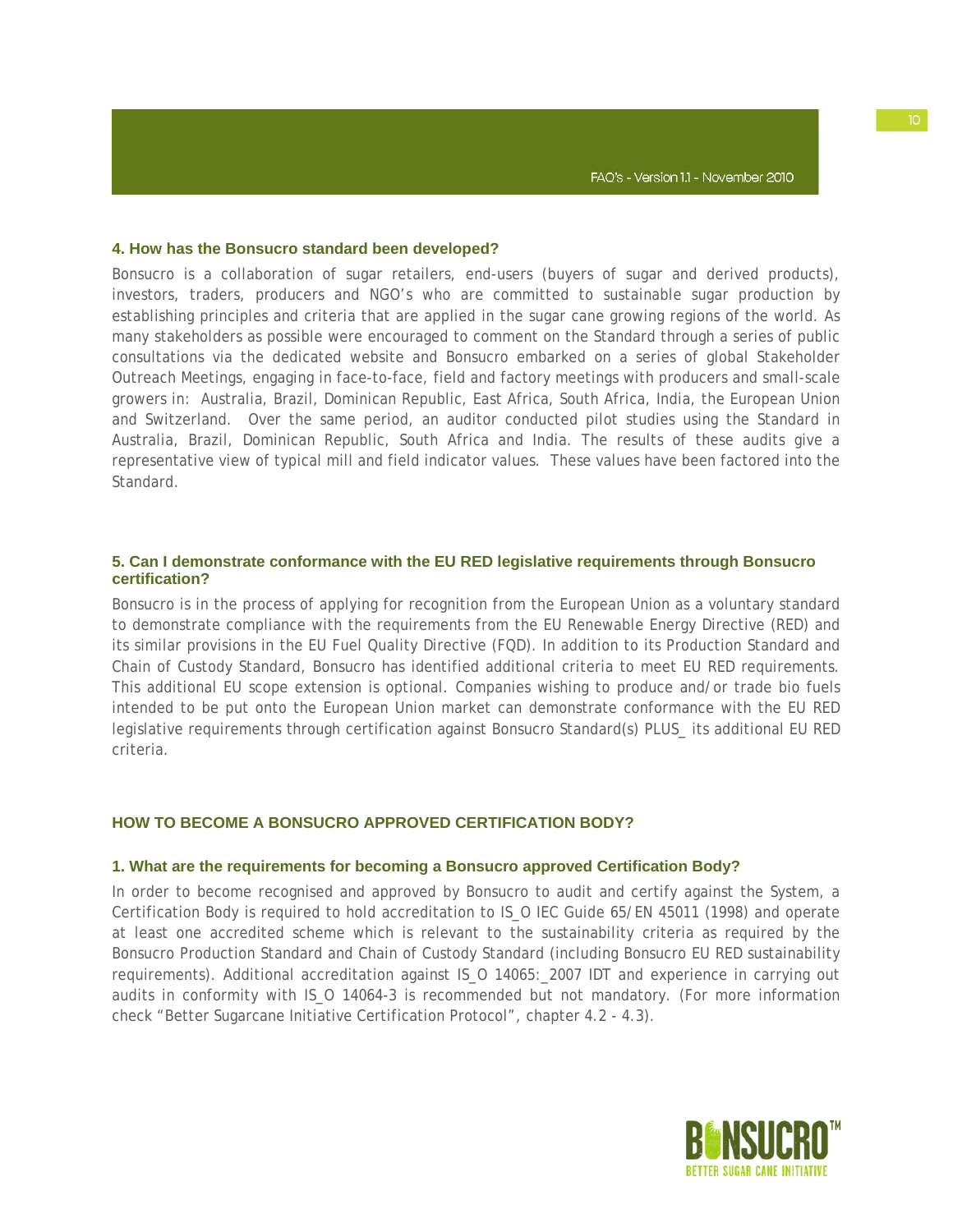### 4. How has the Bonsucro standard been developed?

Bonsucro is a collaboration of sugar retailers, end-users (buyers of sugar and derived products), investors, traders, producers and NGO's who are committed to sustainable sugar production by establishing principles and criteria that are applied in the sugar cane growing regions of the world. As many stakeholders as possible were encouraged to comment on the Standard through a series of public consultations via the dedicated website and Bonsucro embarked on a series of global Stakeholder Outreach Meetings, engaging in face-to-face, field and factory meetings with producers and small-scale growers in: Australia, Brazil, Dominican Republic, East Africa, South Africa, India, the European Union and Switzerland. Over the same period, an auditor conducted pilot studies using the Standard in Australia, Brazil, Dominican Republic, South Africa and India. The results of these audits give a representative view of typical mill and field indicator values. These values have been factored into the Standard.

### 5. Can I demonstrate conformance with the EU RED legislative requirements through Bonsucro certification?

Bonsucro is in the process of applying for recognition from the European Union as a voluntary standard to demonstrate compliance with the requirements from the EU Renewable Energy Directive (RED) and its similar provisions in the EU Fuel Quality Directive (FQD). In addition to its Production Standard and Chain of Custody Standard, Bonsucro has identified additional criteria to meet EU RED requirements. This additional EU scope extension is optional. Companies wishing to produce and/or trade bio fuels intended to be put onto the European Union market can demonstrate conformance with the EU RED legislative requirements through certification against Bonsucro Standard(s) PLUS_ its additional EU RED criteria.

## HOW TO BECOME A BONSUCRO APPROVED CERTIFICATION BODY?

### 1. What are the requirements for becoming a Bonsucro approved Certification Body?

In order to become recognised and approved by Bonsucro to audit and certify against the System, a Certification Body is required to hold accreditation to IS_O IEC Guide 65/EN 45011 (1998) and operate at least one accredited scheme which is relevant to the sustainability criteria as required by the Bonsucro Production Standard and Chain of Custody Standard (including Bonsucro EU RED sustainability requirements). Additional accreditation against IS_O 14065:_2007 IDT and experience in carrying out audits in conformity with IS_O 14064-3 is recommended but not mandatory. (For more information check "Better Sugarcane Initiative Certification Protocol", chapter 4.2 - 4.3).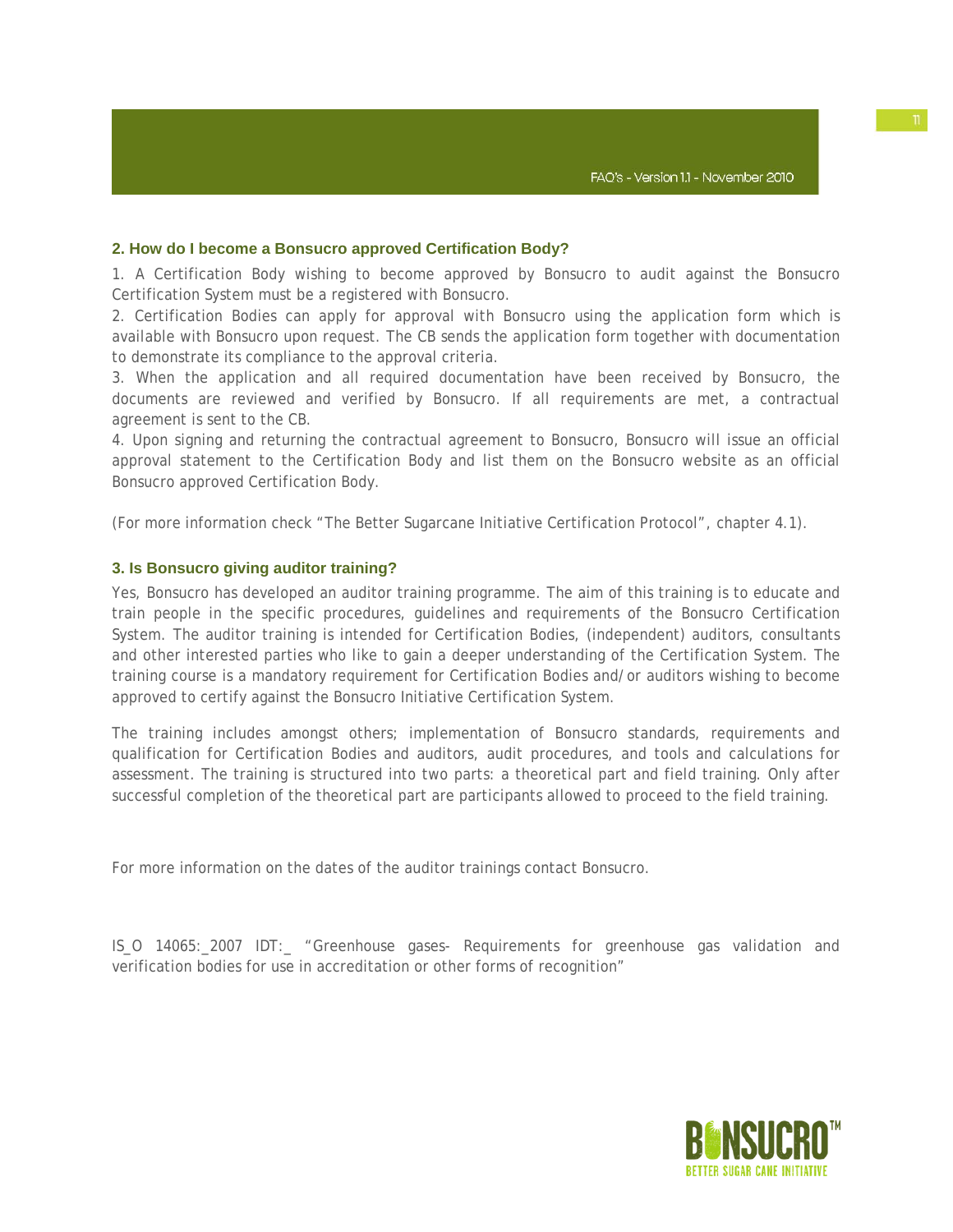## 2. How do I become a Bonsucro approved Certification Body?

1. A Certification Body wishing to become approved by Bonsucro to audit against the Bonsucro Certification System must be a registered with Bonsucro.
2. Certification Bodies can apply for approval with Bonsucro using the application form which is available with Bonsucro upon request. The CB sends the application form together with documentation to demonstrate its compliance to the approval criteria.
3. When the application and all required documentation have been received by Bonsucro, the documents are reviewed and verified by Bonsucro. If all requirements are met, a contractual agreement is sent to the CB.
4. Upon signing and returning the contractual agreement to Bonsucro, Bonsucro will issue an official approval statement to the Certification Body and list them on the Bonsucro website as an official Bonsucro approved Certification Body.

(For more information check "The Better Sugarcane Initiative Certification Protocol", chapter 4.1).

## 3. Is Bonsucro giving auditor training?

Yes, Bonsucro has developed an auditor training programme. The aim of this training is to educate and train people in the specific procedures, guidelines and requirements of the Bonsucro Certification System. The auditor training is intended for Certification Bodies, (independent) auditors, consultants and other interested parties who like to gain a deeper understanding of the Certification System. The training course is a mandatory requirement for Certification Bodies and/or auditors wishing to become approved to certify against the Bonsucro Initiative Certification System.

The training includes amongst others; implementation of Bonsucro standards, requirements and qualification for Certification Bodies and auditors, audit procedures, and tools and calculations for assessment. The training is structured into two parts: a theoretical part and field training. Only after successful completion of the theoretical part are participants allowed to proceed to the field training.

For more information on the dates of the auditor trainings contact Bonsucro.

IS_O 14065:_2007 IDT:_ "Greenhouse gases- Requirements for greenhouse gas validation and verification bodies for use in accreditation or other forms of recognition"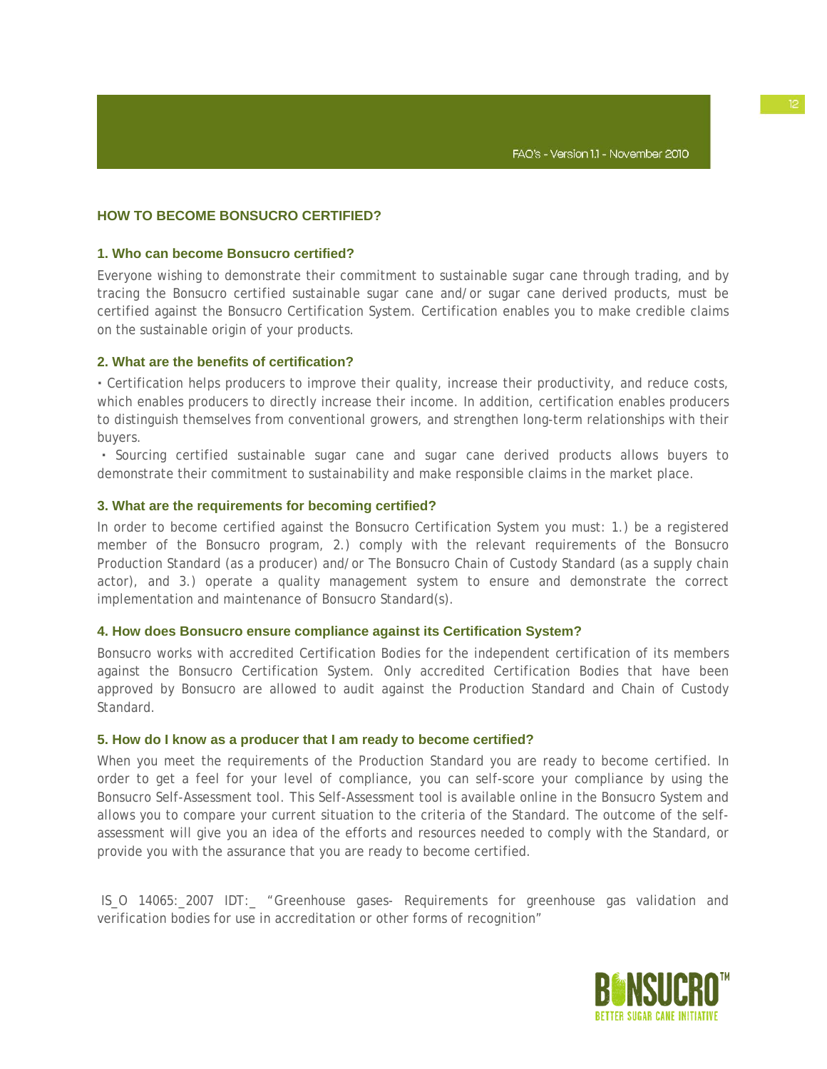## HOW TO BECOME BONSUCRO CERTIFIED?

### 1. Who can become Bonsucro certified?

Everyone wishing to demonstrate their commitment to sustainable sugar cane through trading, and by tracing the Bonsucro certified sustainable sugar cane and/or sugar cane derived products, must be certified against the Bonsucro Certification System. Certification enables you to make credible claims on the sustainable origin of your products.

### 2. What are the benefits of certification?

- Certification helps producers to improve their quality, increase their productivity, and reduce costs, which enables producers to directly increase their income. In addition, certification enables producers to distinguish themselves from conventional growers, and strengthen long-term relationships with their buyers.
- Sourcing certified sustainable sugar cane and sugar cane derived products allows buyers to demonstrate their commitment to sustainability and make responsible claims in the market place.

### 3. What are the requirements for becoming certified?

In order to become certified against the Bonsucro Certification System you must: 1.) be a registered member of the Bonsucro program, 2.) comply with the relevant requirements of the Bonsucro Production Standard (as a producer) and/or The Bonsucro Chain of Custody Standard (as a supply chain actor), and 3.) operate a quality management system to ensure and demonstrate the correct implementation and maintenance of Bonsucro Standard(s).

### 4. How does Bonsucro ensure compliance against its Certification System?

Bonsucro works with accredited Certification Bodies for the independent certification of its members against the Bonsucro Certification System. Only accredited Certification Bodies that have been approved by Bonsucro are allowed to audit against the Production Standard and Chain of Custody Standard.

### 5. How do I know as a producer that I am ready to become certified?

When you meet the requirements of the Production Standard you are ready to become certified. In order to get a feel for your level of compliance, you can self-score your compliance by using the Bonsucro Self-Assessment tool. This Self-Assessment tool is available online in the Bonsucro System and allows you to compare your current situation to the criteria of the Standard. The outcome of the self-assessment will give you an idea of the efforts and resources needed to comply with the Standard, or provide you with the assurance that you are ready to become certified.

IS_O 14065:_2007 IDT:_ "Greenhouse gases- Requirements for greenhouse gas validation and verification bodies for use in accreditation or other forms of recognition"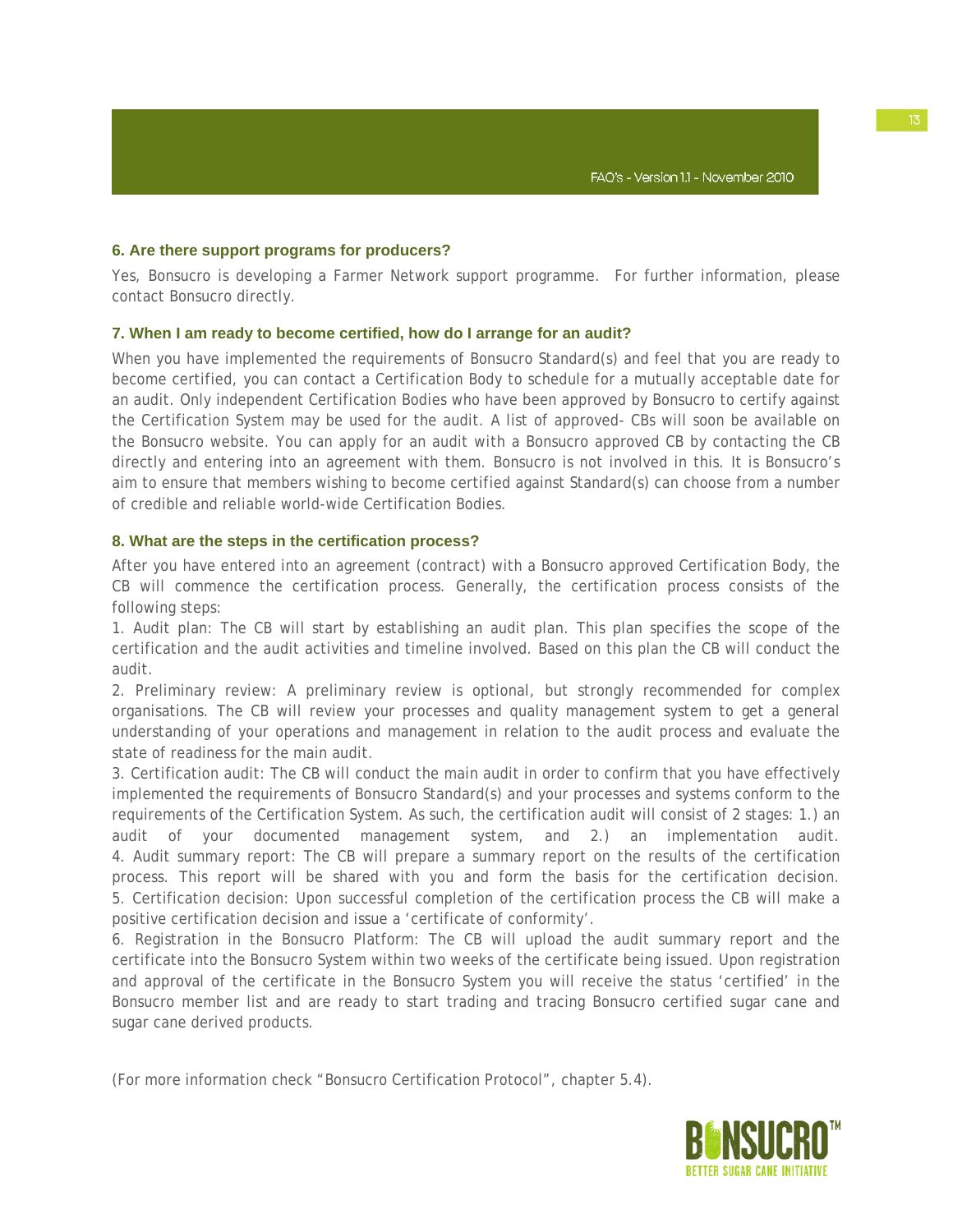### 6. Are there support programs for producers?

Yes, Bonsucro is developing a Farmer Network support programme. For further information, please contact Bonsucro directly.

### 7. When I am ready to become certified, how do I arrange for an audit?

When you have implemented the requirements of Bonsucro Standard(s) and feel that you are ready to become certified, you can contact a Certification Body to schedule for a mutually acceptable date for an audit. Only independent Certification Bodies who have been approved by Bonsucro to certify against the Certification System may be used for the audit. A list of approved- CBs will soon be available on the Bonsucro website. You can apply for an audit with a Bonsucro approved CB by contacting the CB directly and entering into an agreement with them. Bonsucro is not involved in this. It is Bonsucro's aim to ensure that members wishing to become certified against Standard(s) can choose from a number of credible and reliable world-wide Certification Bodies.

### 8. What are the steps in the certification process?

After you have entered into an agreement (contract) with a Bonsucro approved Certification Body, the CB will commence the certification process. Generally, the certification process consists of the following steps:

1. Audit plan: The CB will start by establishing an audit plan. This plan specifies the scope of the certification and the audit activities and timeline involved. Based on this plan the CB will conduct the audit.
2. Preliminary review: A preliminary review is optional, but strongly recommended for complex organisations. The CB will review your processes and quality management system to get a general understanding of your operations and management in relation to the audit process and evaluate the state of readiness for the main audit.
3. Certification audit: The CB will conduct the main audit in order to confirm that you have effectively implemented the requirements of Bonsucro Standard(s) and your processes and systems conform to the requirements of the Certification System. As such, the certification audit will consist of 2 stages: 1.) an audit of your documented management system, and 2.) an implementation audit.
4. Audit summary report: The CB will prepare a summary report on the results of the certification process. This report will be shared with you and form the basis for the certification decision.
5. Certification decision: Upon successful completion of the certification process the CB will make a positive certification decision and issue a 'certificate of conformity'.
6. Registration in the Bonsucro Platform: The CB will upload the audit summary report and the certificate into the Bonsucro System within two weeks of the certificate being issued. Upon registration and approval of the certificate in the Bonsucro System you will receive the status 'certified' in the Bonsucro member list and are ready to start trading and tracing Bonsucro certified sugar cane and sugar cane derived products.

(For more information check "Bonsucro Certification Protocol", chapter 5.4).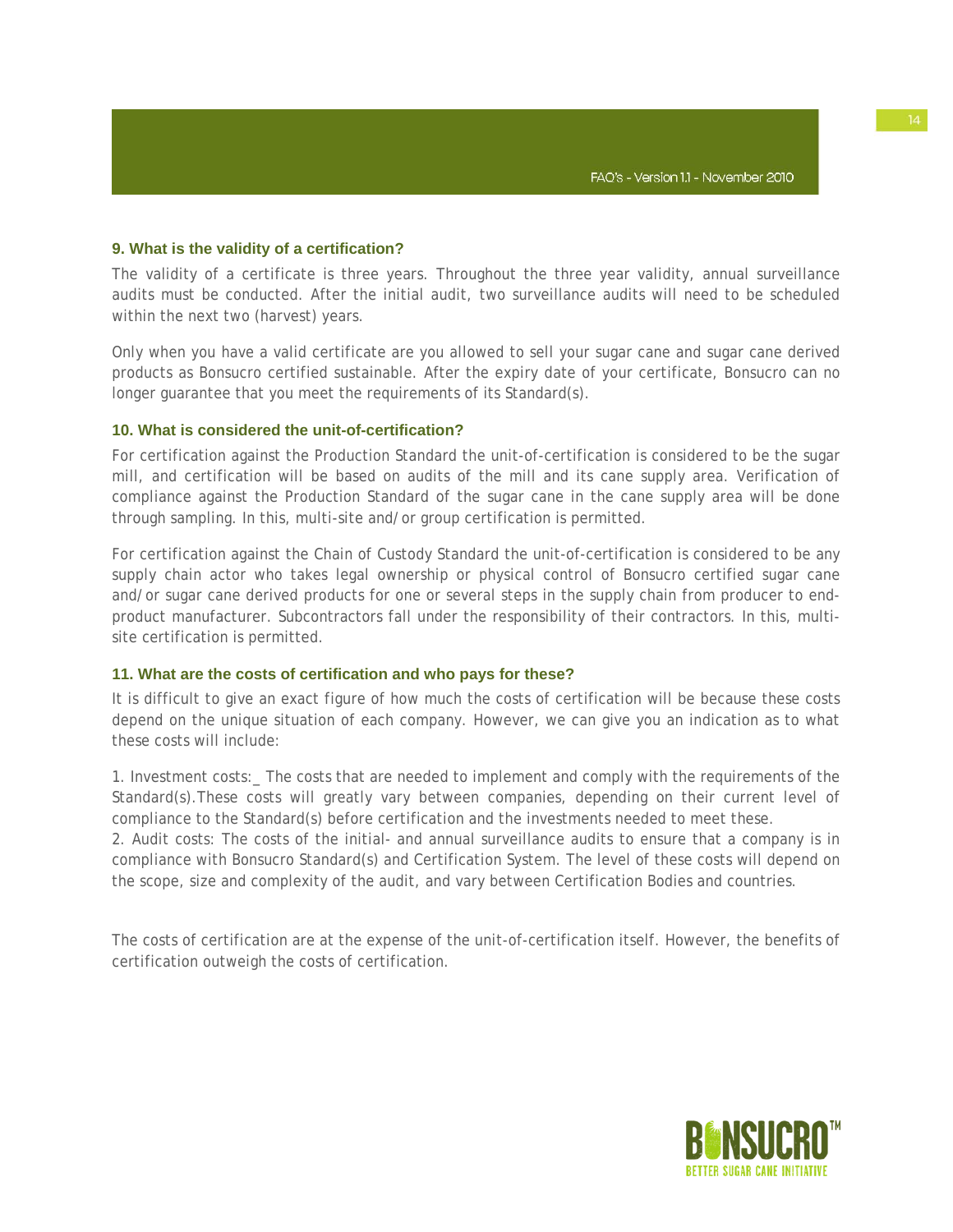### 9. What is the validity of a certification?

The validity of a certificate is three years. Throughout the three year validity, annual surveillance audits must be conducted. After the initial audit, two surveillance audits will need to be scheduled within the next two (harvest) years.

Only when you have a valid certificate are you allowed to sell your sugar cane and sugar cane derived products as Bonsucro certified sustainable. After the expiry date of your certificate, Bonsucro can no longer guarantee that you meet the requirements of its Standard(s).

### 10. What is considered the unit-of-certification?

For certification against the Production Standard the unit-of-certification is considered to be the sugar mill, and certification will be based on audits of the mill and its cane supply area. Verification of compliance against the Production Standard of the sugar cane in the cane supply area will be done through sampling. In this, multi-site and/or group certification is permitted.

For certification against the Chain of Custody Standard the unit-of-certification is considered to be any supply chain actor who takes legal ownership or physical control of Bonsucro certified sugar cane and/or sugar cane derived products for one or several steps in the supply chain from producer to end-product manufacturer. Subcontractors fall under the responsibility of their contractors. In this, multi-site certification is permitted.

### 11. What are the costs of certification and who pays for these?

It is difficult to give an exact figure of how much the costs of certification will be because these costs depend on the unique situation of each company. However, we can give you an indication as to what these costs will include:

1. Investment costs:_ The costs that are needed to implement and comply with the requirements of the Standard(s).These costs will greatly vary between companies, depending on their current level of compliance to the Standard(s) before certification and the investments needed to meet these.
2. Audit costs: The costs of the initial- and annual surveillance audits to ensure that a company is in compliance with Bonsucro Standard(s) and Certification System. The level of these costs will depend on the scope, size and complexity of the audit, and vary between Certification Bodies and countries.

The costs of certification are at the expense of the unit-of-certification itself. However, the benefits of certification outweigh the costs of certification.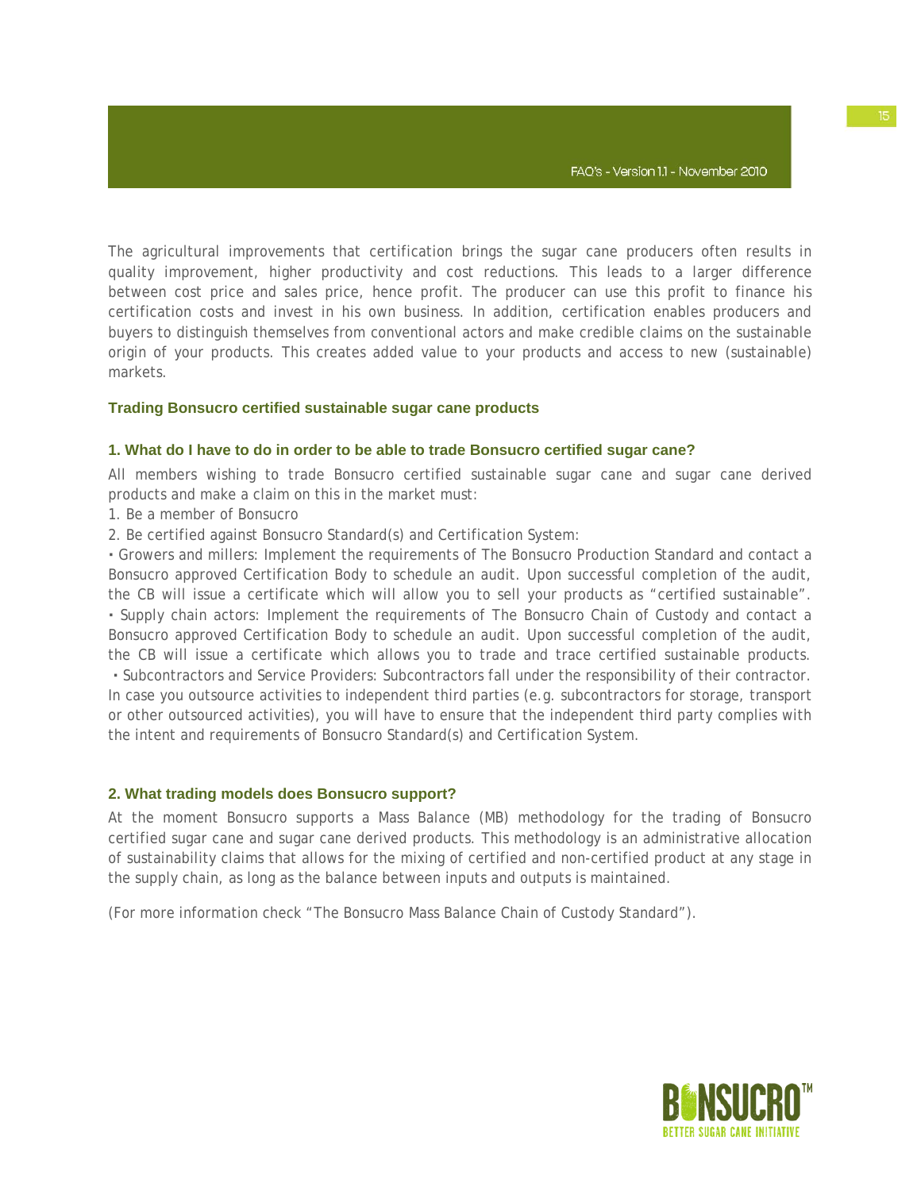The agricultural improvements that certification brings the sugar cane producers often results in quality improvement, higher productivity and cost reductions. This leads to a larger difference between cost price and sales price, hence profit. The producer can use this profit to finance his certification costs and invest in his own business. In addition, certification enables producers and buyers to distinguish themselves from conventional actors and make credible claims on the sustainable origin of your products. This creates added value to your products and access to new (sustainable) markets.

## Trading Bonsucro certified sustainable sugar cane products

### 1. What do I have to do in order to be able to trade Bonsucro certified sugar cane?

All members wishing to trade Bonsucro certified sustainable sugar cane and sugar cane derived products and make a claim on this in the market must:

1. Be a member of Bonsucro
2. Be certified against Bonsucro Standard(s) and Certification System:

- Growers and millers: Implement the requirements of The Bonsucro Production Standard and contact a Bonsucro approved Certification Body to schedule an audit. Upon successful completion of the audit, the CB will issue a certificate which will allow you to sell your products as "certified sustainable".
- Supply chain actors: Implement the requirements of The Bonsucro Chain of Custody and contact a Bonsucro approved Certification Body to schedule an audit. Upon successful completion of the audit, the CB will issue a certificate which allows you to trade and trace certified sustainable products.
- Subcontractors and Service Providers: Subcontractors fall under the responsibility of their contractor. In case you outsource activities to independent third parties (e.g. subcontractors for storage, transport or other outsourced activities), you will have to ensure that the independent third party complies with the intent and requirements of Bonsucro Standard(s) and Certification System.

### 2. What trading models does Bonsucro support?

At the moment Bonsucro supports a Mass Balance (MB) methodology for the trading of Bonsucro certified sugar cane and sugar cane derived products. This methodology is an administrative allocation of sustainability claims that allows for the mixing of certified and non-certified product at any stage in the supply chain, as long as the balance between inputs and outputs is maintained.

(For more information check "The Bonsucro Mass Balance Chain of Custody Standard").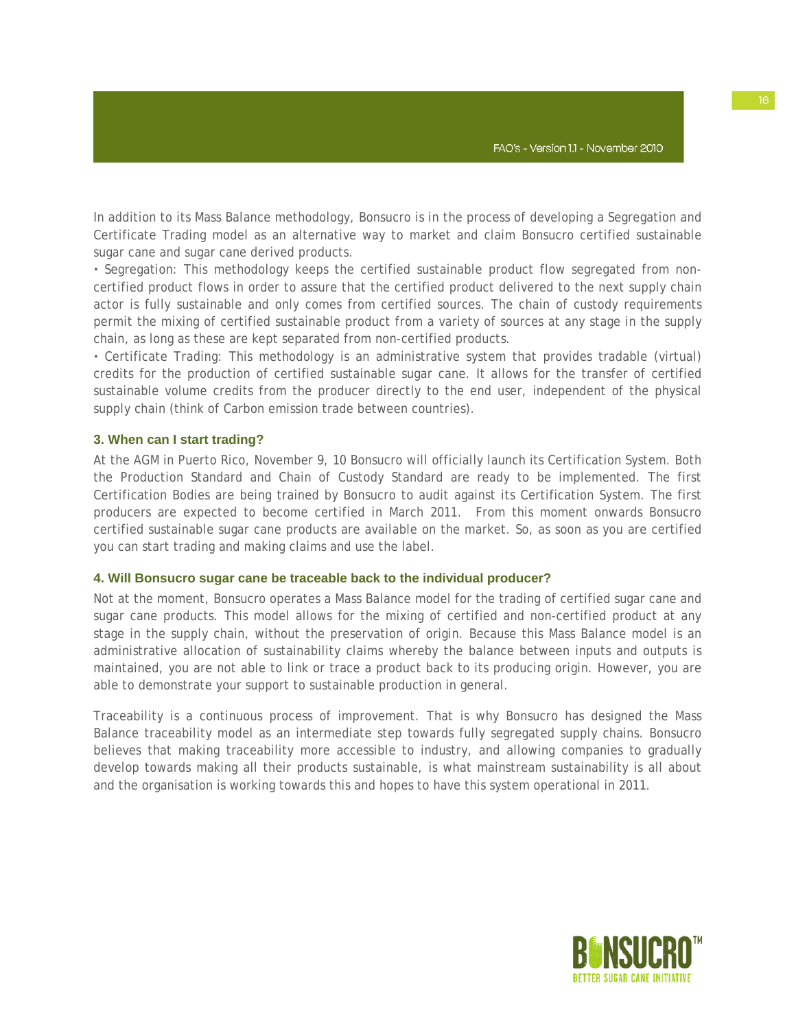In addition to its Mass Balance methodology, Bonsucro is in the process of developing a Segregation and Certificate Trading model as an alternative way to market and claim Bonsucro certified sustainable sugar cane and sugar cane derived products.

• Segregation: This methodology keeps the certified sustainable product flow segregated from non-certified product flows in order to assure that the certified product delivered to the next supply chain actor is fully sustainable and only comes from certified sources. The chain of custody requirements permit the mixing of certified sustainable product from a variety of sources at any stage in the supply chain, as long as these are kept separated from non-certified products.

• Certificate Trading: This methodology is an administrative system that provides tradable (virtual) credits for the production of certified sustainable sugar cane. It allows for the transfer of certified sustainable volume credits from the producer directly to the end user, independent of the physical supply chain (think of Carbon emission trade between countries).

### 3. When can I start trading?

At the AGM in Puerto Rico, November 9, 10 Bonsucro will officially launch its Certification System. Both the Production Standard and Chain of Custody Standard are ready to be implemented. The first Certification Bodies are being trained by Bonsucro to audit against its Certification System. The first producers are expected to become certified in March 2011. From this moment onwards Bonsucro certified sustainable sugar cane products are available on the market. So, as soon as you are certified you can start trading and making claims and use the label.

### 4. Will Bonsucro sugar cane be traceable back to the individual producer?

Not at the moment, Bonsucro operates a Mass Balance model for the trading of certified sugar cane and sugar cane products. This model allows for the mixing of certified and non-certified product at any stage in the supply chain, without the preservation of origin. Because this Mass Balance model is an administrative allocation of sustainability claims whereby the balance between inputs and outputs is maintained, you are not able to link or trace a product back to its producing origin. However, you are able to demonstrate your support to sustainable production in general.

Traceability is a continuous process of improvement. That is why Bonsucro has designed the Mass Balance traceability model as an intermediate step towards fully segregated supply chains. Bonsucro believes that making traceability more accessible to industry, and allowing companies to gradually develop towards making all their products sustainable, is what mainstream sustainability is all about and the organisation is working towards this and hopes to have this system operational in 2011.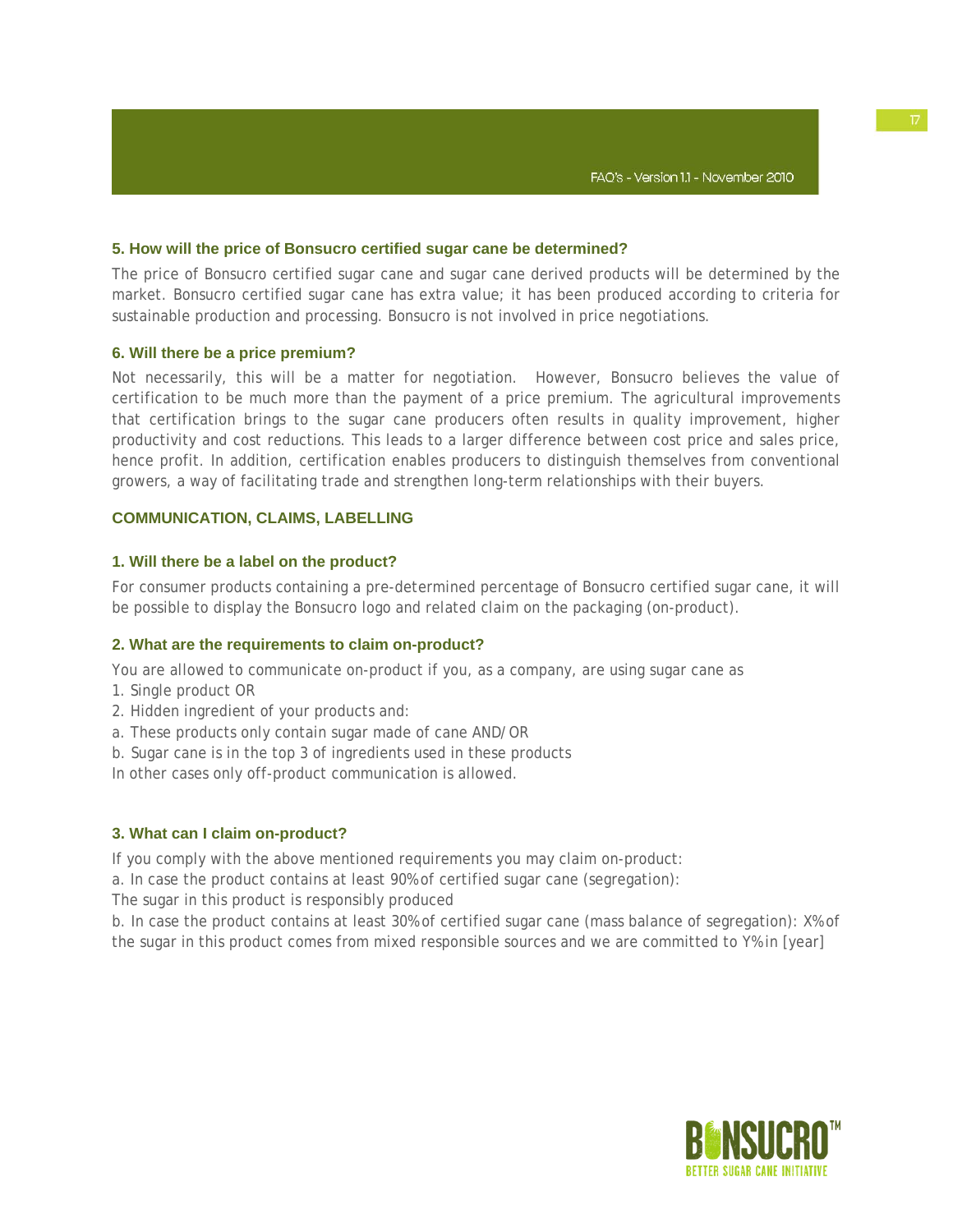### 5. How will the price of Bonsucro certified sugar cane be determined?

The price of Bonsucro certified sugar cane and sugar cane derived products will be determined by the market. Bonsucro certified sugar cane has extra value; it has been produced according to criteria for sustainable production and processing. Bonsucro is not involved in price negotiations.

### 6. Will there be a price premium?

Not necessarily, this will be a matter for negotiation. However, Bonsucro believes the value of certification to be much more than the payment of a price premium. The agricultural improvements that certification brings to the sugar cane producers often results in quality improvement, higher productivity and cost reductions. This leads to a larger difference between cost price and sales price, hence profit. In addition, certification enables producers to distinguish themselves from conventional growers, a way of facilitating trade and strengthen long-term relationships with their buyers.

## COMMUNICATION, CLAIMS, LABELLING

### 1. Will there be a label on the product?

For consumer products containing a pre-determined percentage of Bonsucro certified sugar cane, it will be possible to display the Bonsucro logo and related claim on the packaging (on-product).

### 2. What are the requirements to claim on-product?

You are allowed to communicate on-product if you, as a company, are using sugar cane as

1. Single product OR
2. Hidden ingredient of your products and:

a. These products only contain sugar made of cane AND/OR

b. Sugar cane is in the top 3 of ingredients used in these products

In other cases only off-product communication is allowed.

### 3. What can I claim on-product?

If you comply with the above mentioned requirements you may claim on-product:

a. In case the product contains at least 90% of certified sugar cane (segregation):

The sugar in this product is responsibly produced

b. In case the product contains at least 30% of certified sugar cane (mass balance of segregation): X% of the sugar in this product comes from mixed responsible sources and we are committed to Y% in [year]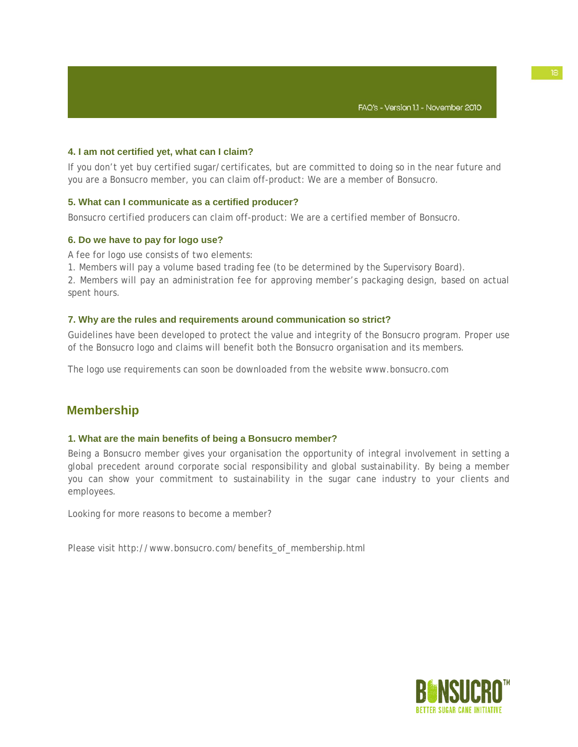#### 4. I am not certified yet, what can I claim?

If you don't yet buy certified sugar/certificates, but are committed to doing so in the near future and you are a Bonsucro member, you can claim off-product: We are a member of Bonsucro.

#### 5. What can I communicate as a certified producer?

Bonsucro certified producers can claim off-product: We are a certified member of Bonsucro.

#### 6. Do we have to pay for logo use?

A fee for logo use consists of two elements:

1. Members will pay a volume based trading fee (to be determined by the Supervisory Board).
2. Members will pay an administration fee for approving member's packaging design, based on actual spent hours.

#### 7. Why are the rules and requirements around communication so strict?

Guidelines have been developed to protect the value and integrity of the Bonsucro program. Proper use of the Bonsucro logo and claims will benefit both the Bonsucro organisation and its members.

The logo use requirements can soon be downloaded from the website www.bonsucro.com

## Membership

#### 1. What are the main benefits of being a Bonsucro member?

Being a Bonsucro member gives your organisation the opportunity of integral involvement in setting a global precedent around corporate social responsibility and global sustainability. By being a member you can show your commitment to sustainability in the sugar cane industry to your clients and employees.

Looking for more reasons to become a member?

Please visit http://www.bonsucro.com/benefits_of_membership.html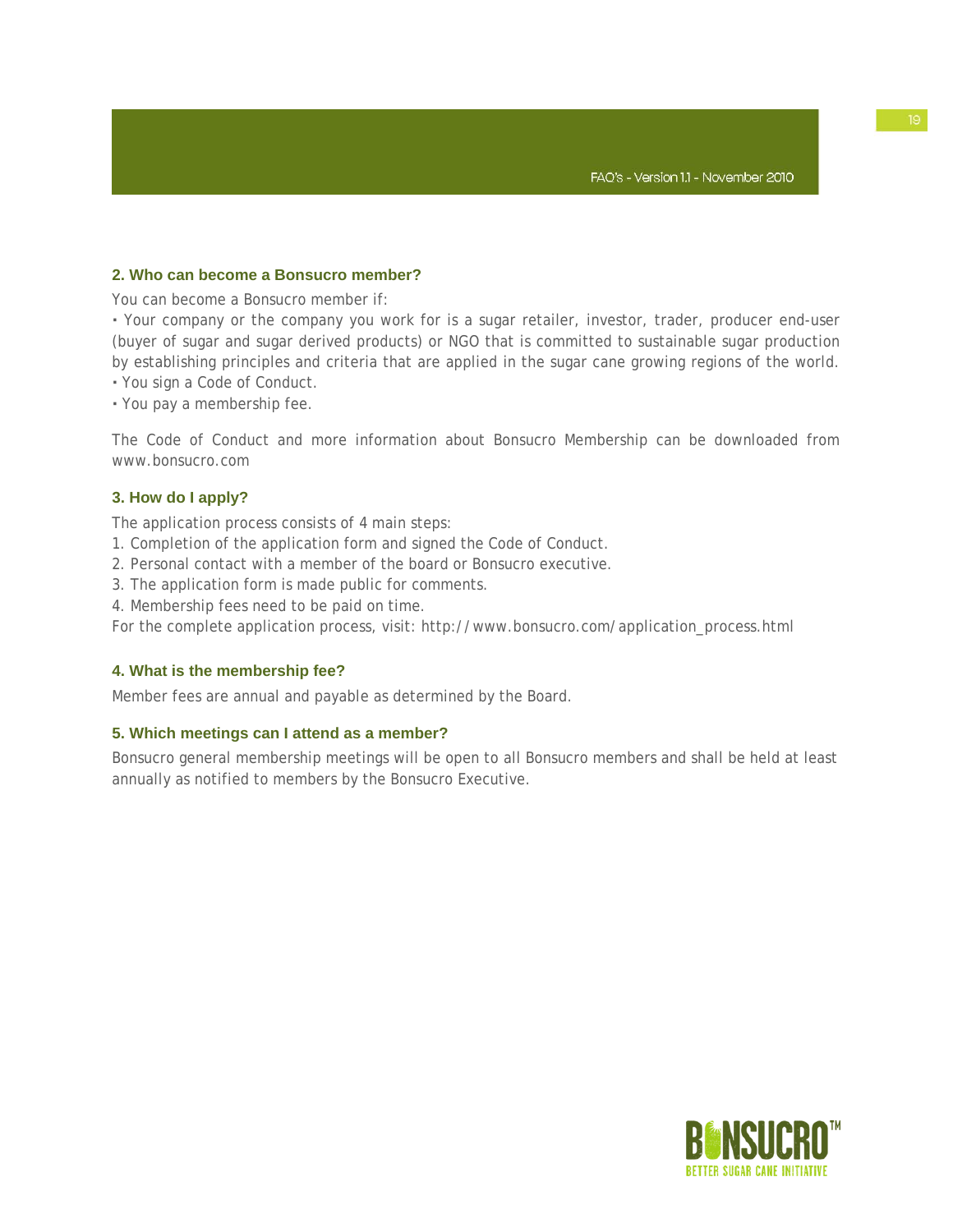### 2. Who can become a Bonsucro member?

You can become a Bonsucro member if:

- Your company or the company you work for is a sugar retailer, investor, trader, producer end-user (buyer of sugar and sugar derived products) or NGO that is committed to sustainable sugar production by establishing principles and criteria that are applied in the sugar cane growing regions of the world.
- You sign a Code of Conduct.
- You pay a membership fee.

The Code of Conduct and more information about Bonsucro Membership can be downloaded from www.bonsucro.com

### 3. How do I apply?

The application process consists of 4 main steps:

1. Completion of the application form and signed the Code of Conduct.
2. Personal contact with a member of the board or Bonsucro executive.
3. The application form is made public for comments.
4. Membership fees need to be paid on time.

For the complete application process, visit: http://www.bonsucro.com/application_process.html

### 4. What is the membership fee?

Member fees are annual and payable as determined by the Board.

### 5. Which meetings can I attend as a member?

Bonsucro general membership meetings will be open to all Bonsucro members and shall be held at least annually as notified to members by the Bonsucro Executive.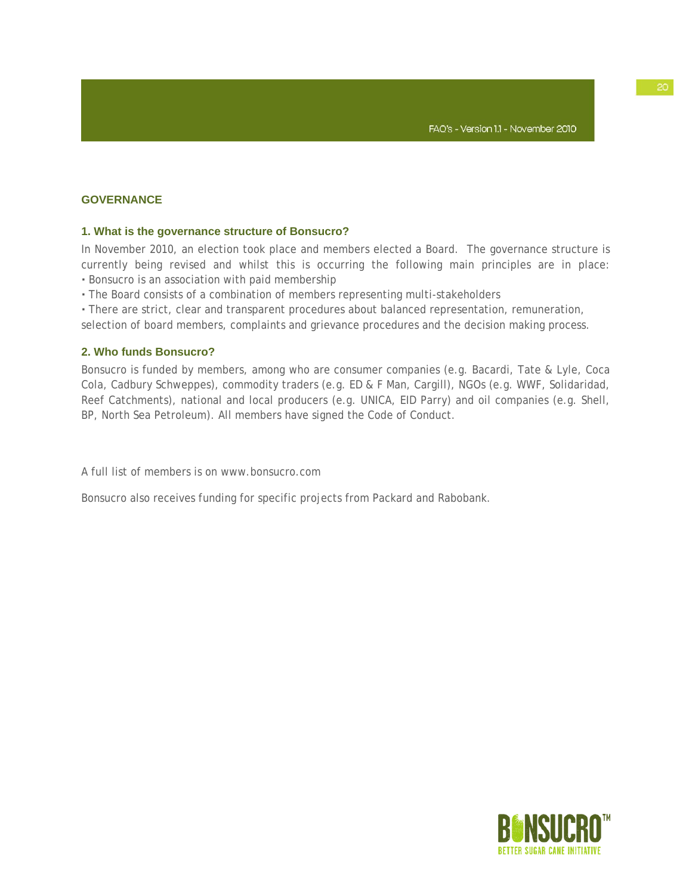## GOVERNANCE

### 1. What is the governance structure of Bonsucro?

In November 2010, an election took place and members elected a Board. The governance structure is currently being revised and whilst this is occurring the following main principles are in place:

- Bonsucro is an association with paid membership
- The Board consists of a combination of members representing multi-stakeholders
- There are strict, clear and transparent procedures about balanced representation, remuneration, selection of board members, complaints and grievance procedures and the decision making process.

### 2. Who funds Bonsucro?

Bonsucro is funded by members, among who are consumer companies (e.g. Bacardi, Tate & Lyle, Coca Cola, Cadbury Schweppes), commodity traders (e.g. ED & F Man, Cargill), NGOs (e.g. WWF, Solidaridad, Reef Catchments), national and local producers (e.g. UNICA, EID Parry) and oil companies (e.g. Shell, BP, North Sea Petroleum). All members have signed the Code of Conduct.

A full list of members is on www.bonsucro.com

Bonsucro also receives funding for specific projects from Packard and Rabobank.